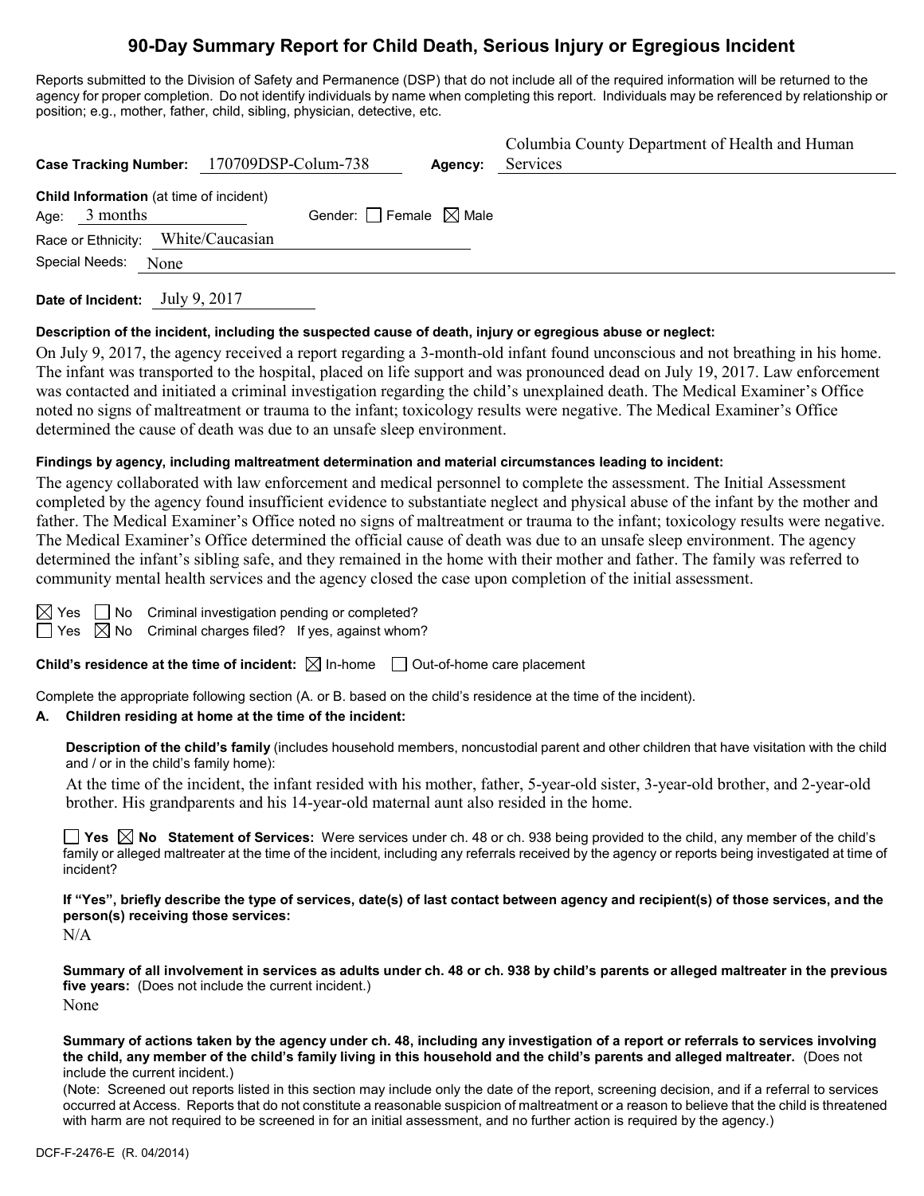# 90-Day Summary Report for Child Death, Serious Injury or Egregious Incident

Reports submitted to the Division of Safety and Permanence (DSP) that do not include all of the required information will be returned to the agency for proper completion. Do not identify individuals by name when completing this report. Individuals may be referenced by relationship or position; e.g., mother, father, child, sibling, physician, detective, etc.

**Case Tracking Number:** 170709DSP-Colum-738 **Agency:** Columbia County Department of Health and Human Services

**Child Information** (at time of incident)

Age: 3 months Gender: ☐ Female ☒ Male

Race or Ethnicity: White/Caucasian

Special Needs: None

**Date of Incident:** July 9, 2017

**Description of the incident, including the suspected cause of death, injury or egregious abuse or neglect:**

On July 9, 2017, the agency received a report regarding a 3-month-old infant found unconscious and not breathing in his home. The infant was transported to the hospital, placed on life support and was pronounced dead on July 19, 2017. Law enforcement was contacted and initiated a criminal investigation regarding the child's unexplained death. The Medical Examiner's Office noted no signs of maltreatment or trauma to the infant; toxicology results were negative. The Medical Examiner's Office determined the cause of death was due to an unsafe sleep environment.

**Findings by agency, including maltreatment determination and material circumstances leading to incident:**

The agency collaborated with law enforcement and medical personnel to complete the assessment. The Initial Assessment completed by the agency found insufficient evidence to substantiate neglect and physical abuse of the infant by the mother and father. The Medical Examiner's Office noted no signs of maltreatment or trauma to the infant; toxicology results were negative. The Medical Examiner's Office determined the official cause of death was due to an unsafe sleep environment. The agency determined the infant's sibling safe, and they remained in the home with their mother and father. The family was referred to community mental health services and the agency closed the case upon completion of the initial assessment.

☒ Yes ☐ No Criminal investigation pending or completed?

☐ Yes ☒ No Criminal charges filed? If yes, against whom?

**Child's residence at the time of incident:** ☒ In-home ☐ Out-of-home care placement

Complete the appropriate following section (A. or B. based on the child's residence at the time of the incident).

**A. Children residing at home at the time of the incident:**

**Description of the child's family** (includes household members, noncustodial parent and other children that have visitation with the child and / or in the child's family home):

At the time of the incident, the infant resided with his mother, father, 5-year-old sister, 3-year-old brother, and 2-year-old brother. His grandparents and his 14-year-old maternal aunt also resided in the home.

☐ **Yes** ☒ **No Statement of Services:** Were services under ch. 48 or ch. 938 being provided to the child, any member of the child's family or alleged maltreater at the time of the incident, including any referrals received by the agency or reports being investigated at time of incident?

**If "Yes", briefly describe the type of services, date(s) of last contact between agency and recipient(s) of those services, and the person(s) receiving those services:**

N/A

**Summary of all involvement in services as adults under ch. 48 or ch. 938 by child's parents or alleged maltreater in the previous five years:** (Does not include the current incident.)

None

**Summary of actions taken by the agency under ch. 48, including any investigation of a report or referrals to services involving the child, any member of the child's family living in this household and the child's parents and alleged maltreater.** (Does not include the current incident.)

(Note: Screened out reports listed in this section may include only the date of the report, screening decision, and if a referral to services occurred at Access. Reports that do not constitute a reasonable suspicion of maltreatment or a reason to believe that the child is threatened with harm are not required to be screened in for an initial assessment, and no further action is required by the agency.)

DCF-F-2476-E (R. 04/2014)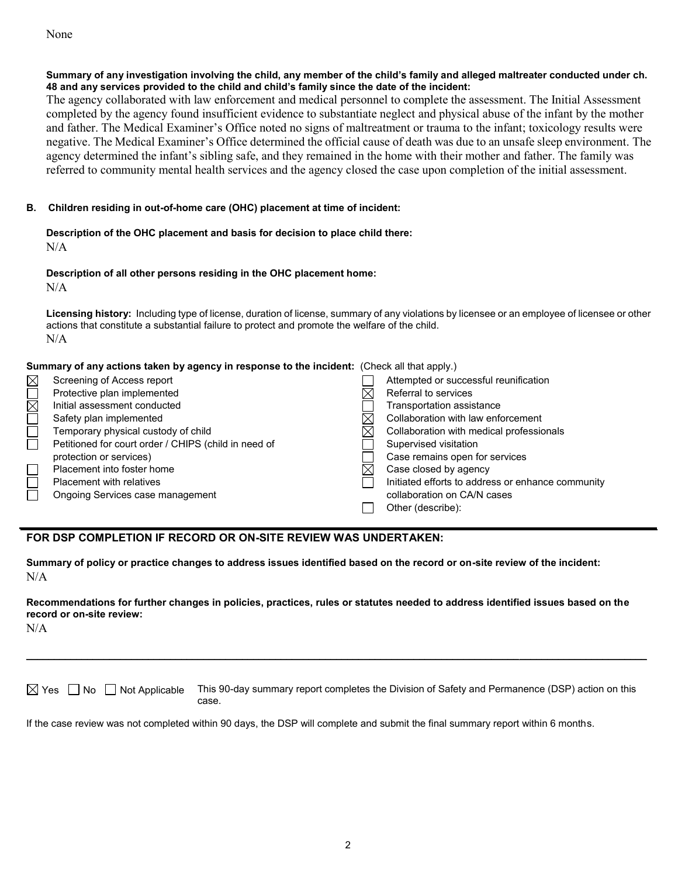None

**Summary of any investigation involving the child, any member of the child's family and alleged maltreater conducted under ch. 48 and any services provided to the child and child's family since the date of the incident:**

The agency collaborated with law enforcement and medical personnel to complete the assessment. The Initial Assessment completed by the agency found insufficient evidence to substantiate neglect and physical abuse of the infant by the mother and father. The Medical Examiner's Office noted no signs of maltreatment or trauma to the infant; toxicology results were negative. The Medical Examiner's Office determined the official cause of death was due to an unsafe sleep environment. The agency determined the infant's sibling safe, and they remained in the home with their mother and father. The family was referred to community mental health services and the agency closed the case upon completion of the initial assessment.

**B. Children residing in out-of-home care (OHC) placement at time of incident:**

**Description of the OHC placement and basis for decision to place child there:**

N/A

**Description of all other persons residing in the OHC placement home:**

N/A

**Licensing history:** Including type of license, duration of license, summary of any violations by licensee or an employee of licensee or other actions that constitute a substantial failure to protect and promote the welfare of the child.

N/A

**Summary of any actions taken by agency in response to the incident:** (Check all that apply.)

- ☒ Screening of Access report
- ☐ Protective plan implemented
- ☒ Initial assessment conducted
- ☐ Safety plan implemented
- ☐ Temporary physical custody of child
- ☐ Petitioned for court order / CHIPS (child in need of protection or services)
- ☐ Placement into foster home
- ☐ Placement with relatives
- ☐ Ongoing Services case management
- ☐ Attempted or successful reunification
- ☒ Referral to services
- ☐ Transportation assistance
- ☒ Collaboration with law enforcement
- ☒ Collaboration with medical professionals
- ☐ Supervised visitation
- ☐ Case remains open for services
- ☒ Case closed by agency
- ☐ Initiated efforts to address or enhance community collaboration on CA/N cases
- ☐ Other (describe):

## FOR DSP COMPLETION IF RECORD OR ON-SITE REVIEW WAS UNDERTAKEN:

**Summary of policy or practice changes to address issues identified based on the record or on-site review of the incident:**

N/A

**Recommendations for further changes in policies, practices, rules or statutes needed to address identified issues based on the record or on-site review:**

N/A

---

☒ Yes ☐ No ☐ Not Applicable This 90-day summary report completes the Division of Safety and Permanence (DSP) action on this case.

If the case review was not completed within 90 days, the DSP will complete and submit the final summary report within 6 months.